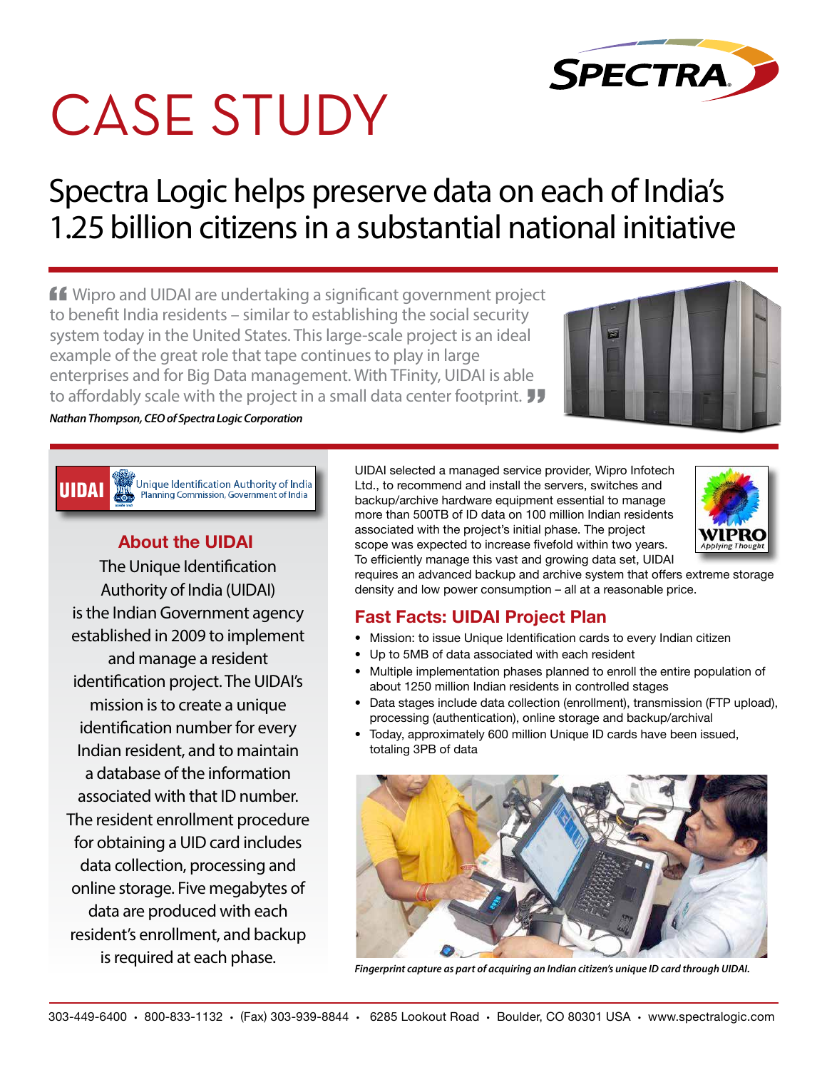# CASE STUDY

## Spectra Logic helps preserve data on each of India's 1.25 billion citizens in a substantial national initiative

"Wipro and UIDAI are undertaking a significant government project to benefit India residents – similar to establishing the social security system today in the United States. This large-scale project is an ideal example of the great role that tape continues to play in large enterprises and for Big Data management. With TFinity, UIDAI is able to affordably scale with the project in a small data center footprint."

***Nathan Thompson, CEO of Spectra Logic Corporation***

### About the UIDAI

The Unique Identification Authority of India (UIDAI) is the Indian Government agency established in 2009 to implement and manage a resident identification project. The UIDAI's mission is to create a unique identification number for every Indian resident, and to maintain a database of the information associated with that ID number. The resident enrollment procedure for obtaining a UID card includes data collection, processing and online storage. Five megabytes of data are produced with each resident's enrollment, and backup is required at each phase.

UIDAI selected a managed service provider, Wipro Infotech Ltd., to recommend and install the servers, switches and backup/archive hardware equipment essential to manage more than 500TB of ID data on 100 million Indian residents associated with the project's initial phase. The project scope was expected to increase fivefold within two years. To efficiently manage this vast and growing data set, UIDAI requires an advanced backup and archive system that offers extreme storage density and low power consumption – all at a reasonable price.

### Fast Facts: UIDAI Project Plan

- Mission: to issue Unique Identification cards to every Indian citizen
- Up to 5MB of data associated with each resident
- Multiple implementation phases planned to enroll the entire population of about 1250 million Indian residents in controlled stages
- Data stages include data collection (enrollment), transmission (FTP upload), processing (authentication), online storage and backup/archival
- Today, approximately 600 million Unique ID cards have been issued, totaling 3PB of data

*Fingerprint capture as part of acquiring an Indian citizen's unique ID card through UIDAI.*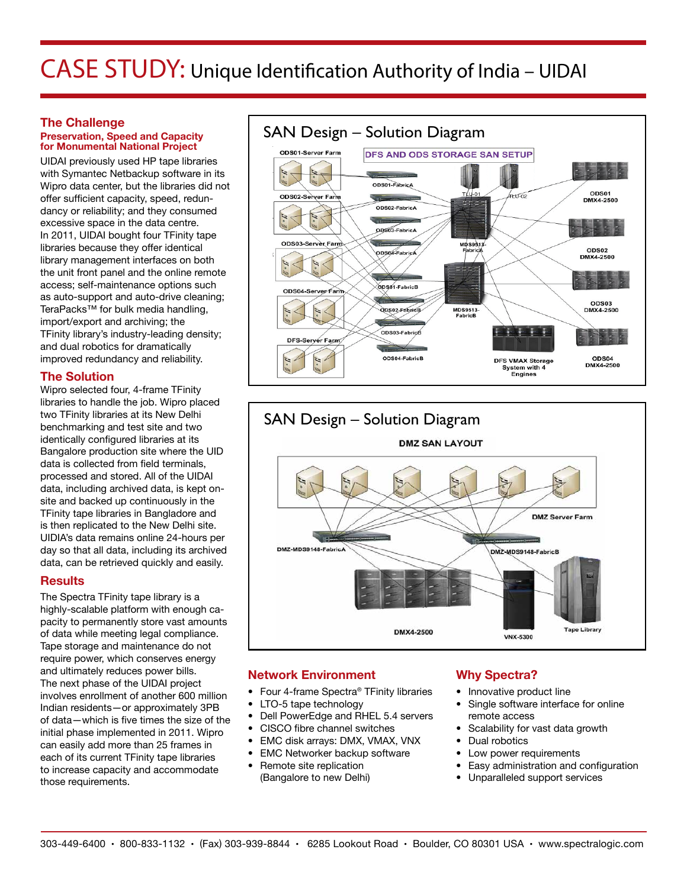# CASE STUDY: Unique Identification Authority of India – UIDAI

## The Challenge

### Preservation, Speed and Capacity for Monumental National Project

UIDAI previously used HP tape libraries with Symantec Netbackup software in its Wipro data center, but the libraries did not offer sufficient capacity, speed, redundancy or reliability; and they consumed excessive space in the data centre. In 2011, UIDAI bought four TFinity tape libraries because they offer identical library management interfaces on both the unit front panel and the online remote access; self-maintenance options such as auto-support and auto-drive cleaning; TeraPacks™ for bulk media handling, import/export and archiving; the TFinity library's industry-leading density; and dual robotics for dramatically improved redundancy and reliability.

## The Solution

Wipro selected four, 4-frame TFinity libraries to handle the job. Wipro placed two TFinity libraries at its New Delhi benchmarking and test site and two identically configured libraries at its Bangalore production site where the UID data is collected from field terminals, processed and stored. All of the UIDAI data, including archived data, is kept on-site and backed up continuously in the TFinity tape libraries in Bangladore and is then replicated to the New Delhi site. UIDIA's data remains online 24-hours per day so that all data, including its archived data, can be retrieved quickly and easily.

## Results

The Spectra TFinity tape library is a highly-scalable platform with enough capacity to permanently store vast amounts of data while meeting legal compliance. Tape storage and maintenance do not require power, which conserves energy and ultimately reduces power bills. The next phase of the UIDAI project involves enrollment of another 600 million Indian residents—or approximately 3PB of data—which is five times the size of the initial phase implemented in 2011. Wipro can easily add more than 25 frames in each of its current TFinity tape libraries to increase capacity and accommodate those requirements.

## SAN Design – Solution Diagram

DFS AND ODS STORAGE SAN SETUP

ODS01-Server Farm
ODS02-Server Farm
ODS03-Server Farm
ODS04-Server Farm
DFS-Server Farm
ODS01-FabricA
ODS02-FabricA
ODS03-FabricA
ODS04-FabricA
ODS01-FabricB
ODS02-FabricB
ODS03-FabricB
ODS04-FabricB
TLU-01
TLU-02
MDS9513-FabricA
MDS9513-FabricB
DFS VMAX Storage System with 4 Engines
ODS01 DMX4-2500
ODS02 DMX4-2500
ODS03 DMX4-2500
ODS04 DMX4-2500

## SAN Design – Solution Diagram

DMZ SAN LAYOUT

DMZ Server Farm
DMZ-MDS9148-FabricA
DMZ-MDS9148-FabricB
DMX4-2500
VNX-5300
Tape Library

## Network Environment

- Four 4-frame Spectra® TFinity libraries
- LTO-5 tape technology
- Dell PowerEdge and RHEL 5.4 servers
- CISCO fibre channel switches
- EMC disk arrays: DMX, VMAX, VNX
- EMC Networker backup software
- Remote site replication (Bangalore to new Delhi)

## Why Spectra?

- Innovative product line
- Single software interface for online remote access
- Scalability for vast data growth
- Dual robotics
- Low power requirements
- Easy administration and configuration
- Unparalleled support services

303-449-6400 • 800-833-1132 • (Fax) 303-939-8844 • 6285 Lookout Road • Boulder, CO 80301 USA • www.spectralogic.com